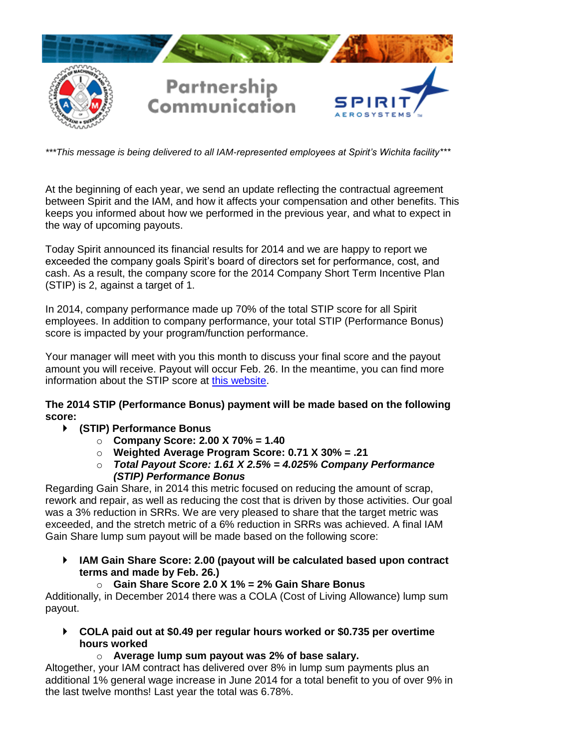# Partnership Communication

*\*\*\*This message is being delivered to all IAM-represented employees at Spirit's Wichita facility\*\*\**

At the beginning of each year, we send an update reflecting the contractual agreement between Spirit and the IAM, and how it affects your compensation and other benefits. This keeps you informed about how we performed in the previous year, and what to expect in the way of upcoming payouts.

Today Spirit announced its financial results for 2014 and we are happy to report we exceeded the company goals Spirit's board of directors set for performance, cost, and cash. As a result, the company score for the 2014 Company Short Term Incentive Plan (STIP) is 2, against a target of 1.

In 2014, company performance made up 70% of the total STIP score for all Spirit employees. In addition to company performance, your total STIP (Performance Bonus) score is impacted by your program/function performance.

Your manager will meet with you this month to discuss your final score and the payout amount you will receive. Payout will occur Feb. 26. In the meantime, you can find more information about the STIP score at this website.

**The 2014 STIP (Performance Bonus) payment will be made based on the following score:**

- **(STIP) Performance Bonus**
  - **Company Score: 2.00 X 70% = 1.40**
  - **Weighted Average Program Score: 0.71 X 30% = .21**
  - ***Total Payout Score: 1.61 X 2.5% = 4.025% Company Performance (STIP) Performance Bonus***

Regarding Gain Share, in 2014 this metric focused on reducing the amount of scrap, rework and repair, as well as reducing the cost that is driven by those activities. Our goal was a 3% reduction in SRRs. We are very pleased to share that the target metric was exceeded, and the stretch metric of a 6% reduction in SRRs was achieved. A final IAM Gain Share lump sum payout will be made based on the following score:

- **IAM Gain Share Score: 2.00 (payout will be calculated based upon contract terms and made by Feb. 26.)**
  - **Gain Share Score 2.0 X 1% = 2% Gain Share Bonus**

Additionally, in December 2014 there was a COLA (Cost of Living Allowance) lump sum payout.

- **COLA paid out at $0.49 per regular hours worked or $0.735 per overtime hours worked**
  - **Average lump sum payout was 2% of base salary.**

Altogether, your IAM contract has delivered over 8% in lump sum payments plus an additional 1% general wage increase in June 2014 for a total benefit to you of over 9% in the last twelve months! Last year the total was 6.78%.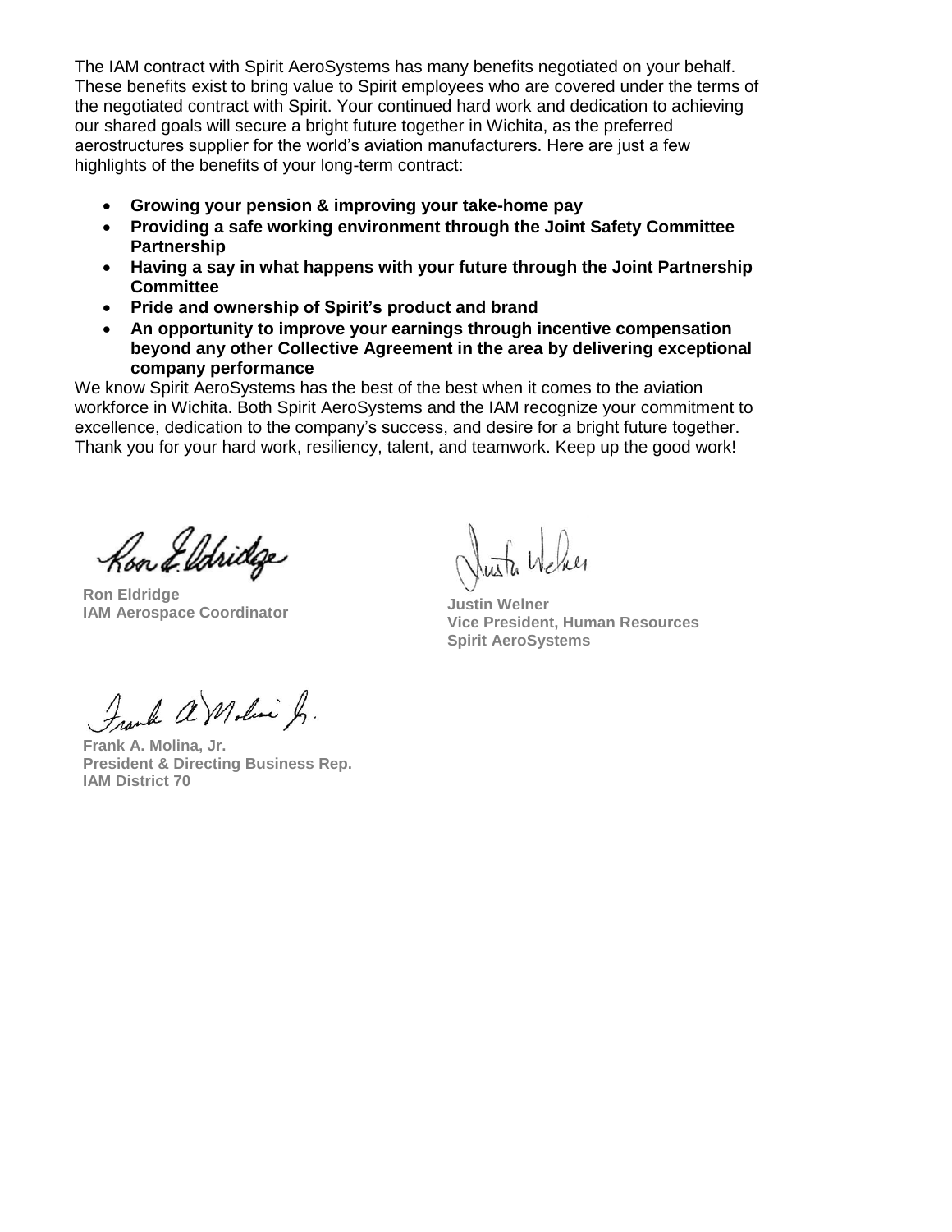The IAM contract with Spirit AeroSystems has many benefits negotiated on your behalf. These benefits exist to bring value to Spirit employees who are covered under the terms of the negotiated contract with Spirit. Your continued hard work and dedication to achieving our shared goals will secure a bright future together in Wichita, as the preferred aerostructures supplier for the world's aviation manufacturers. Here are just a few highlights of the benefits of your long-term contract:

- **Growing your pension & improving your take-home pay**
- **Providing a safe working environment through the Joint Safety Committee Partnership**
- **Having a say in what happens with your future through the Joint Partnership Committee**
- **Pride and ownership of Spirit's product and brand**
- **An opportunity to improve your earnings through incentive compensation beyond any other Collective Agreement in the area by delivering exceptional company performance**

We know Spirit AeroSystems has the best of the best when it comes to the aviation workforce in Wichita. Both Spirit AeroSystems and the IAM recognize your commitment to excellence, dedication to the company's success, and desire for a bright future together. Thank you for your hard work, resiliency, talent, and teamwork. Keep up the good work!

**Ron Eldridge**
**IAM Aerospace Coordinator**

**Justin Welner**
**Vice President, Human Resources**
**Spirit AeroSystems**

**Frank A. Molina, Jr.**
**President & Directing Business Rep.**
**IAM District 70**